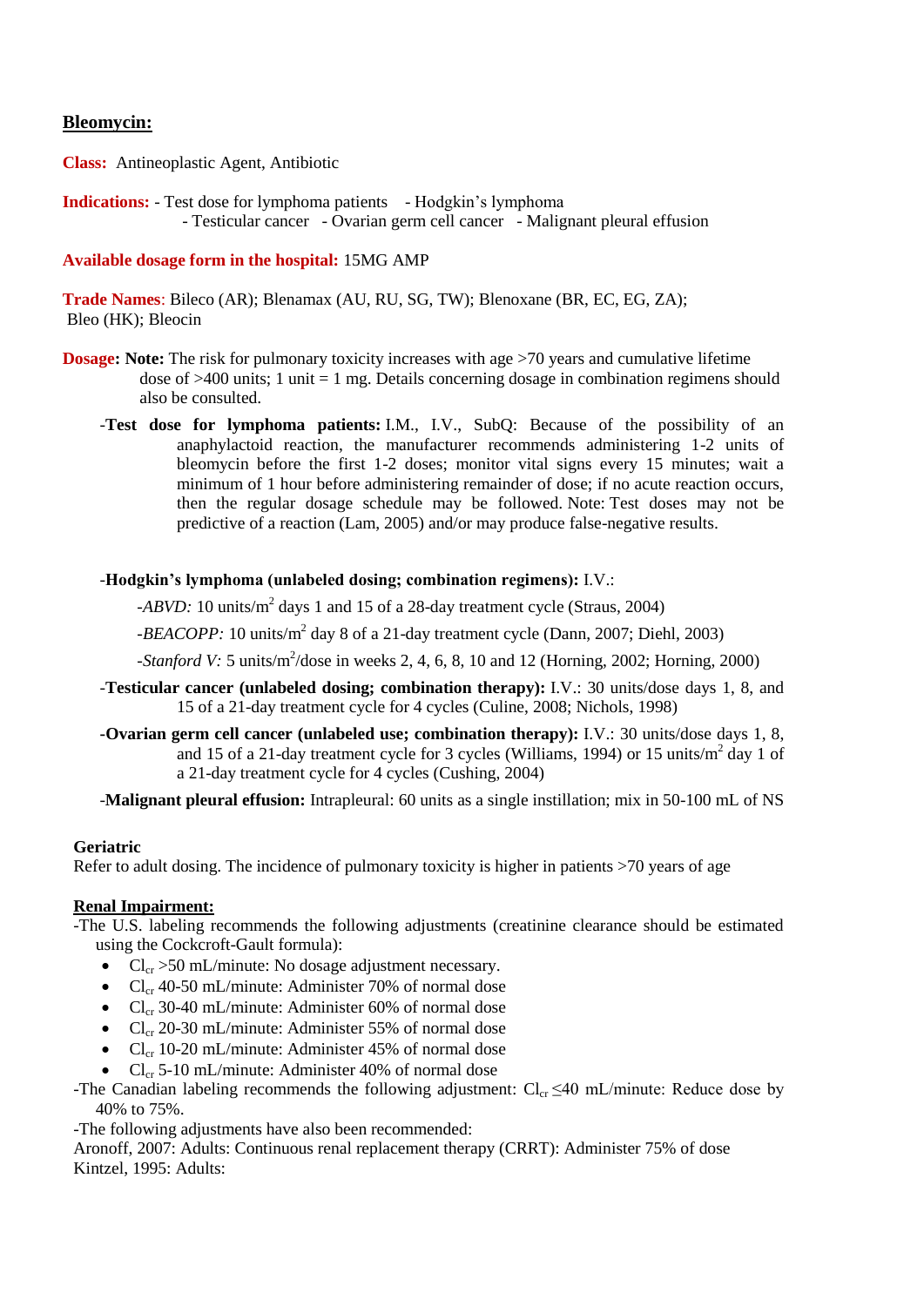## Bleomycin:

**Class:** Antineoplastic Agent, Antibiotic

**Indications:** - Test dose for lymphoma patients - Hodgkin's lymphoma - Testicular cancer - Ovarian germ cell cancer - Malignant pleural effusion

**Available dosage form in the hospital:** 15MG AMP

**Trade Names**: Bileco (AR); Blenamax (AU, RU, SG, TW); Blenoxane (BR, EC, EG, ZA); Bleo (HK); Bleocin

**Dosage: Note:** The risk for pulmonary toxicity increases with age >70 years and cumulative lifetime dose of >400 units; 1 unit = 1 mg. Details concerning dosage in combination regimens should also be consulted.

-**Test dose for lymphoma patients:** I.M., I.V., SubQ: Because of the possibility of an anaphylactoid reaction, the manufacturer recommends administering 1-2 units of bleomycin before the first 1-2 doses; monitor vital signs every 15 minutes; wait a minimum of 1 hour before administering remainder of dose; if no acute reaction occurs, then the regular dosage schedule may be followed. Note: Test doses may not be predictive of a reaction (Lam, 2005) and/or may produce false-negative results.

-**Hodgkin's lymphoma (unlabeled dosing; combination regimens):** I.V.:

-*ABVD:* 10 units/$m^2$ days 1 and 15 of a 28-day treatment cycle (Straus, 2004)

-*BEACOPP:* 10 units/$m^2$ day 8 of a 21-day treatment cycle (Dann, 2007; Diehl, 2003)

-*Stanford V:* 5 units/$m^2$/dose in weeks 2, 4, 6, 8, 10 and 12 (Horning, 2002; Horning, 2000)

-**Testicular cancer (unlabeled dosing; combination therapy):** I.V.: 30 units/dose days 1, 8, and 15 of a 21-day treatment cycle for 4 cycles (Culine, 2008; Nichols, 1998)

-**Ovarian germ cell cancer (unlabeled use; combination therapy):** I.V.: 30 units/dose days 1, 8, and 15 of a 21-day treatment cycle for 3 cycles (Williams, 1994) or 15 units/$m^2$ day 1 of a 21-day treatment cycle for 4 cycles (Cushing, 2004)

-**Malignant pleural effusion:** Intrapleural: 60 units as a single instillation; mix in 50-100 mL of NS

**Geriatric**

Refer to adult dosing. The incidence of pulmonary toxicity is higher in patients >70 years of age

**Renal Impairment:**

-The U.S. labeling recommends the following adjustments (creatinine clearance should be estimated using the Cockcroft-Gault formula):

- $Cl_{cr}$ >50 mL/minute: No dosage adjustment necessary.
- $Cl_{cr}$ 40-50 mL/minute: Administer 70% of normal dose
- $Cl_{cr}$ 30-40 mL/minute: Administer 60% of normal dose
- $Cl_{cr}$ 20-30 mL/minute: Administer 55% of normal dose
- $Cl_{cr}$ 10-20 mL/minute: Administer 45% of normal dose
- $Cl_{cr}$ 5-10 mL/minute: Administer 40% of normal dose

-The Canadian labeling recommends the following adjustment: $Cl_{cr} \leq 40$ mL/minute: Reduce dose by 40% to 75%.

-The following adjustments have also been recommended:

Aronoff, 2007: Adults: Continuous renal replacement therapy (CRRT): Administer 75% of dose

Kintzel, 1995: Adults: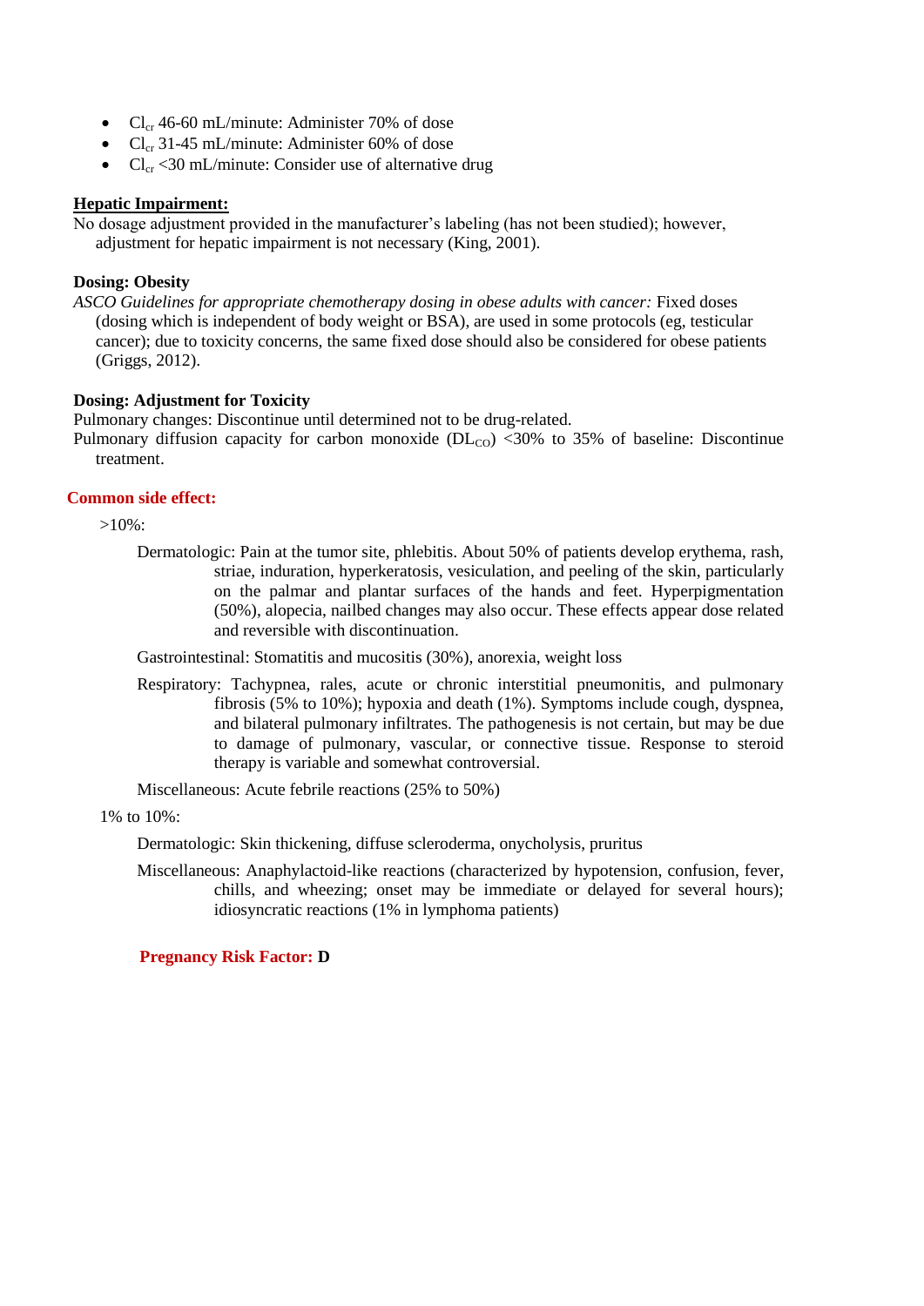- $Cl_{cr}$ 46-60 mL/minute: Administer 70% of dose
- $Cl_{cr}$ 31-45 mL/minute: Administer 60% of dose
- $Cl_{cr}$ <30 mL/minute: Consider use of alternative drug

**Hepatic Impairment:**

No dosage adjustment provided in the manufacturer's labeling (has not been studied); however, adjustment for hepatic impairment is not necessary (King, 2001).

**Dosing: Obesity**

*ASCO Guidelines for appropriate chemotherapy dosing in obese adults with cancer:* Fixed doses (dosing which is independent of body weight or BSA), are used in some protocols (eg, testicular cancer); due to toxicity concerns, the same fixed dose should also be considered for obese patients (Griggs, 2012).

**Dosing: Adjustment for Toxicity**

Pulmonary changes: Discontinue until determined not to be drug-related.

Pulmonary diffusion capacity for carbon monoxide ($DL_{CO}$) <30% to 35% of baseline: Discontinue treatment.

**Common side effect:**

>10%:

Dermatologic: Pain at the tumor site, phlebitis. About 50% of patients develop erythema, rash, striae, induration, hyperkeratosis, vesiculation, and peeling of the skin, particularly on the palmar and plantar surfaces of the hands and feet. Hyperpigmentation (50%), alopecia, nailbed changes may also occur. These effects appear dose related and reversible with discontinuation.

Gastrointestinal: Stomatitis and mucositis (30%), anorexia, weight loss

Respiratory: Tachypnea, rales, acute or chronic interstitial pneumonitis, and pulmonary fibrosis (5% to 10%); hypoxia and death (1%). Symptoms include cough, dyspnea, and bilateral pulmonary infiltrates. The pathogenesis is not certain, but may be due to damage of pulmonary, vascular, or connective tissue. Response to steroid therapy is variable and somewhat controversial.

Miscellaneous: Acute febrile reactions (25% to 50%)

1% to 10%:

Dermatologic: Skin thickening, diffuse scleroderma, onycholysis, pruritus

Miscellaneous: Anaphylactoid-like reactions (characterized by hypotension, confusion, fever, chills, and wheezing; onset may be immediate or delayed for several hours); idiosyncratic reactions (1% in lymphoma patients)

**Pregnancy Risk Factor: D**